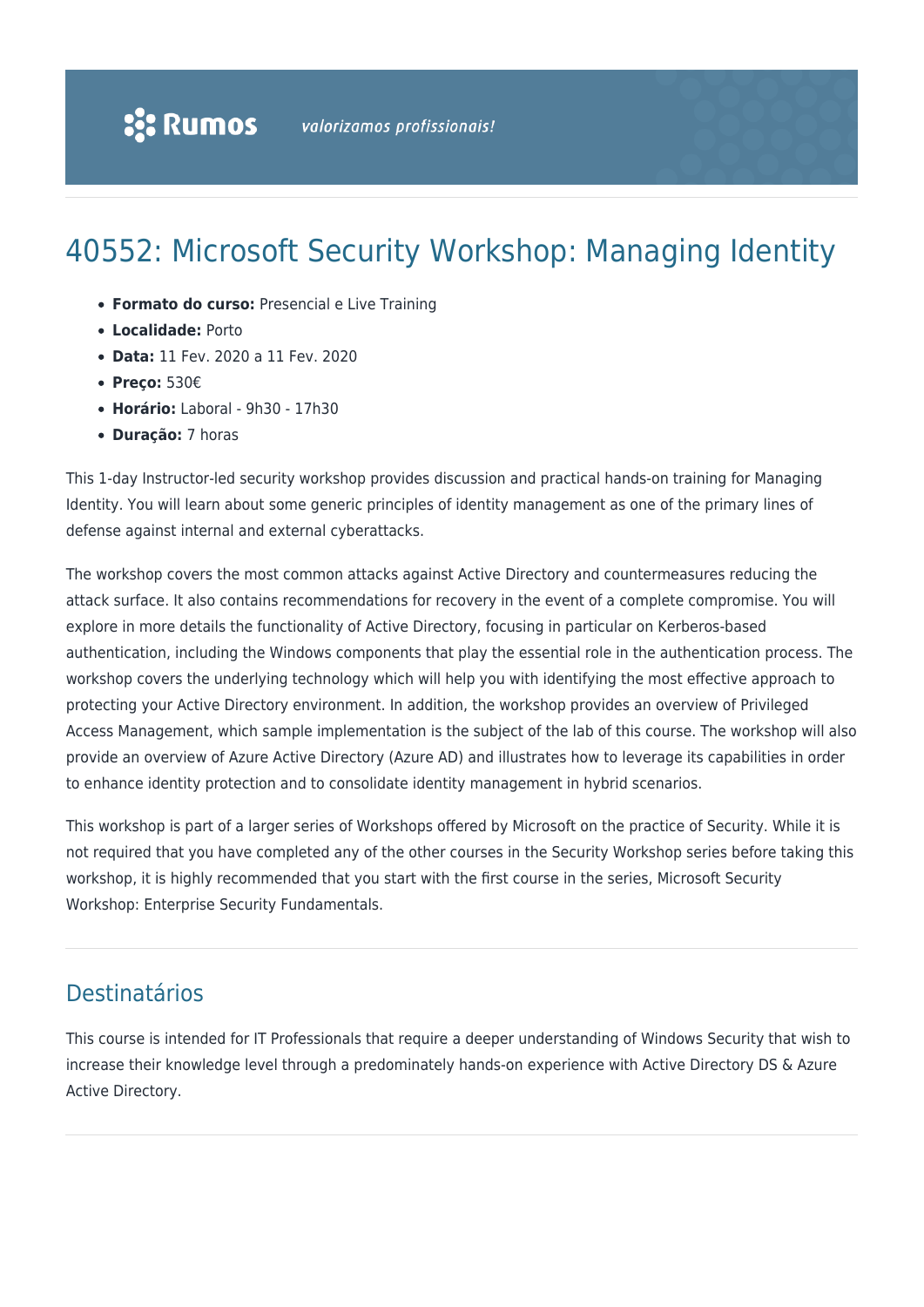# 40552: Microsoft Security Workshop: Managing Identity

- **Formato do curso:** Presencial e Live Training
- **Localidade:** Porto
- **Data:** 11 Fev. 2020 a 11 Fev. 2020
- **Preço:** 530€
- **Horário:** Laboral - 9h30 - 17h30
- **Duração:** 7 horas

This 1-day Instructor-led security workshop provides discussion and practical hands-on training for Managing Identity. You will learn about some generic principles of identity management as one of the primary lines of defense against internal and external cyberattacks.

The workshop covers the most common attacks against Active Directory and countermeasures reducing the attack surface. It also contains recommendations for recovery in the event of a complete compromise. You will explore in more details the functionality of Active Directory, focusing in particular on Kerberos-based authentication, including the Windows components that play the essential role in the authentication process. The workshop covers the underlying technology which will help you with identifying the most effective approach to protecting your Active Directory environment. In addition, the workshop provides an overview of Privileged Access Management, which sample implementation is the subject of the lab of this course. The workshop will also provide an overview of Azure Active Directory (Azure AD) and illustrates how to leverage its capabilities in order to enhance identity protection and to consolidate identity management in hybrid scenarios.

This workshop is part of a larger series of Workshops offered by Microsoft on the practice of Security. While it is not required that you have completed any of the other courses in the Security Workshop series before taking this workshop, it is highly recommended that you start with the first course in the series, Microsoft Security Workshop: Enterprise Security Fundamentals.

## Destinatários

This course is intended for IT Professionals that require a deeper understanding of Windows Security that wish to increase their knowledge level through a predominately hands-on experience with Active Directory DS & Azure Active Directory.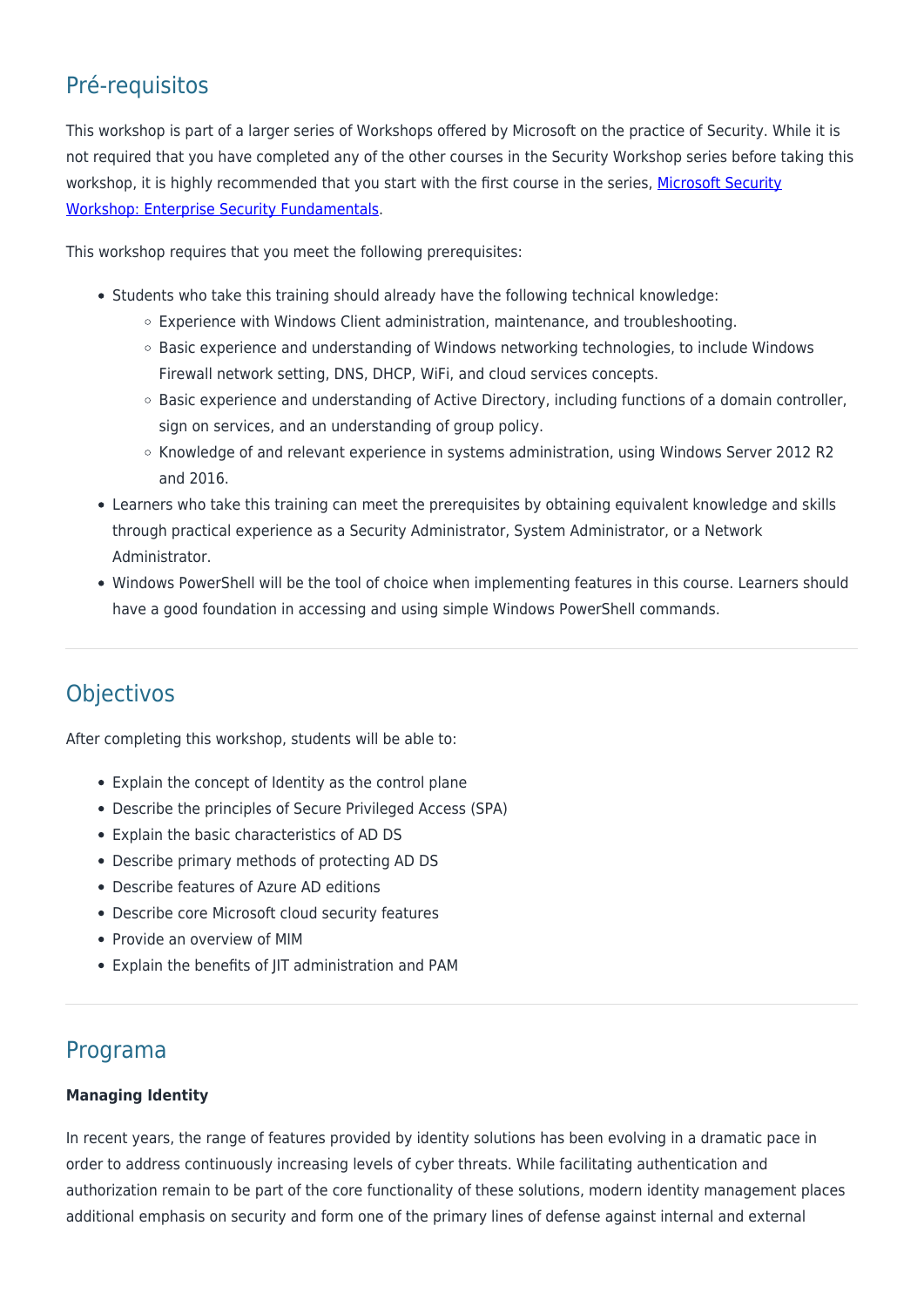## Pré-requisitos

This workshop is part of a larger series of Workshops offered by Microsoft on the practice of Security. While it is not required that you have completed any of the other courses in the Security Workshop series before taking this workshop, it is highly recommended that you start with the first course in the series, [Microsoft Security Workshop: Enterprise Security Fundamentals](#).

This workshop requires that you meet the following prerequisites:

- Students who take this training should already have the following technical knowledge:
  - Experience with Windows Client administration, maintenance, and troubleshooting.
  - Basic experience and understanding of Windows networking technologies, to include Windows Firewall network setting, DNS, DHCP, WiFi, and cloud services concepts.
  - Basic experience and understanding of Active Directory, including functions of a domain controller, sign on services, and an understanding of group policy.
  - Knowledge of and relevant experience in systems administration, using Windows Server 2012 R2 and 2016.
- Learners who take this training can meet the prerequisites by obtaining equivalent knowledge and skills through practical experience as a Security Administrator, System Administrator, or a Network Administrator.
- Windows PowerShell will be the tool of choice when implementing features in this course. Learners should have a good foundation in accessing and using simple Windows PowerShell commands.

## Objectivos

After completing this workshop, students will be able to:

- Explain the concept of Identity as the control plane
- Describe the principles of Secure Privileged Access (SPA)
- Explain the basic characteristics of AD DS
- Describe primary methods of protecting AD DS
- Describe features of Azure AD editions
- Describe core Microsoft cloud security features
- Provide an overview of MIM
- Explain the benefits of JIT administration and PAM

## Programa

**Managing Identity**

In recent years, the range of features provided by identity solutions has been evolving in a dramatic pace in order to address continuously increasing levels of cyber threats. While facilitating authentication and authorization remain to be part of the core functionality of these solutions, modern identity management places additional emphasis on security and form one of the primary lines of defense against internal and external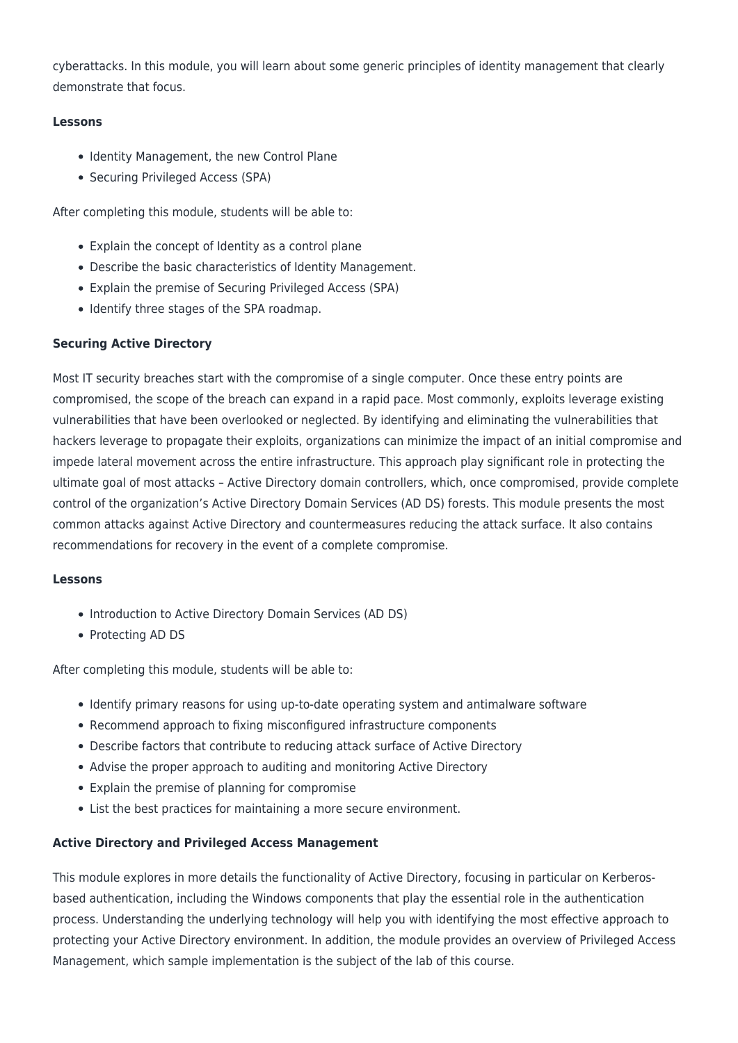cyberattacks. In this module, you will learn about some generic principles of identity management that clearly demonstrate that focus.

**Lessons**

- Identity Management, the new Control Plane
- Securing Privileged Access (SPA)

After completing this module, students will be able to:

- Explain the concept of Identity as a control plane
- Describe the basic characteristics of Identity Management.
- Explain the premise of Securing Privileged Access (SPA)
- Identify three stages of the SPA roadmap.

**Securing Active Directory**

Most IT security breaches start with the compromise of a single computer. Once these entry points are compromised, the scope of the breach can expand in a rapid pace. Most commonly, exploits leverage existing vulnerabilities that have been overlooked or neglected. By identifying and eliminating the vulnerabilities that hackers leverage to propagate their exploits, organizations can minimize the impact of an initial compromise and impede lateral movement across the entire infrastructure. This approach play significant role in protecting the ultimate goal of most attacks – Active Directory domain controllers, which, once compromised, provide complete control of the organization's Active Directory Domain Services (AD DS) forests. This module presents the most common attacks against Active Directory and countermeasures reducing the attack surface. It also contains recommendations for recovery in the event of a complete compromise.

**Lessons**

- Introduction to Active Directory Domain Services (AD DS)
- Protecting AD DS

After completing this module, students will be able to:

- Identify primary reasons for using up-to-date operating system and antimalware software
- Recommend approach to fixing misconfigured infrastructure components
- Describe factors that contribute to reducing attack surface of Active Directory
- Advise the proper approach to auditing and monitoring Active Directory
- Explain the premise of planning for compromise
- List the best practices for maintaining a more secure environment.

**Active Directory and Privileged Access Management**

This module explores in more details the functionality of Active Directory, focusing in particular on Kerberos-based authentication, including the Windows components that play the essential role in the authentication process. Understanding the underlying technology will help you with identifying the most effective approach to protecting your Active Directory environment. In addition, the module provides an overview of Privileged Access Management, which sample implementation is the subject of the lab of this course.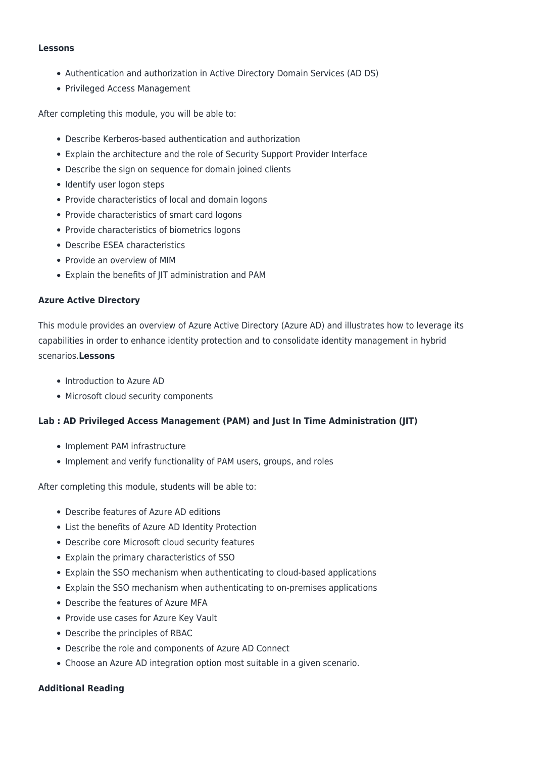**Lessons**

- Authentication and authorization in Active Directory Domain Services (AD DS)
- Privileged Access Management

After completing this module, you will be able to:

- Describe Kerberos-based authentication and authorization
- Explain the architecture and the role of Security Support Provider Interface
- Describe the sign on sequence for domain joined clients
- Identify user logon steps
- Provide characteristics of local and domain logons
- Provide characteristics of smart card logons
- Provide characteristics of biometrics logons
- Describe ESEA characteristics
- Provide an overview of MIM
- Explain the benefits of JIT administration and PAM

**Azure Active Directory**

This module provides an overview of Azure Active Directory (Azure AD) and illustrates how to leverage its capabilities in order to enhance identity protection and to consolidate identity management in hybrid scenarios.**Lessons**

- Introduction to Azure AD
- Microsoft cloud security components

**Lab : AD Privileged Access Management (PAM) and Just In Time Administration (JIT)**

- Implement PAM infrastructure
- Implement and verify functionality of PAM users, groups, and roles

After completing this module, students will be able to:

- Describe features of Azure AD editions
- List the benefits of Azure AD Identity Protection
- Describe core Microsoft cloud security features
- Explain the primary characteristics of SSO
- Explain the SSO mechanism when authenticating to cloud-based applications
- Explain the SSO mechanism when authenticating to on-premises applications
- Describe the features of Azure MFA
- Provide use cases for Azure Key Vault
- Describe the principles of RBAC
- Describe the role and components of Azure AD Connect
- Choose an Azure AD integration option most suitable in a given scenario.

**Additional Reading**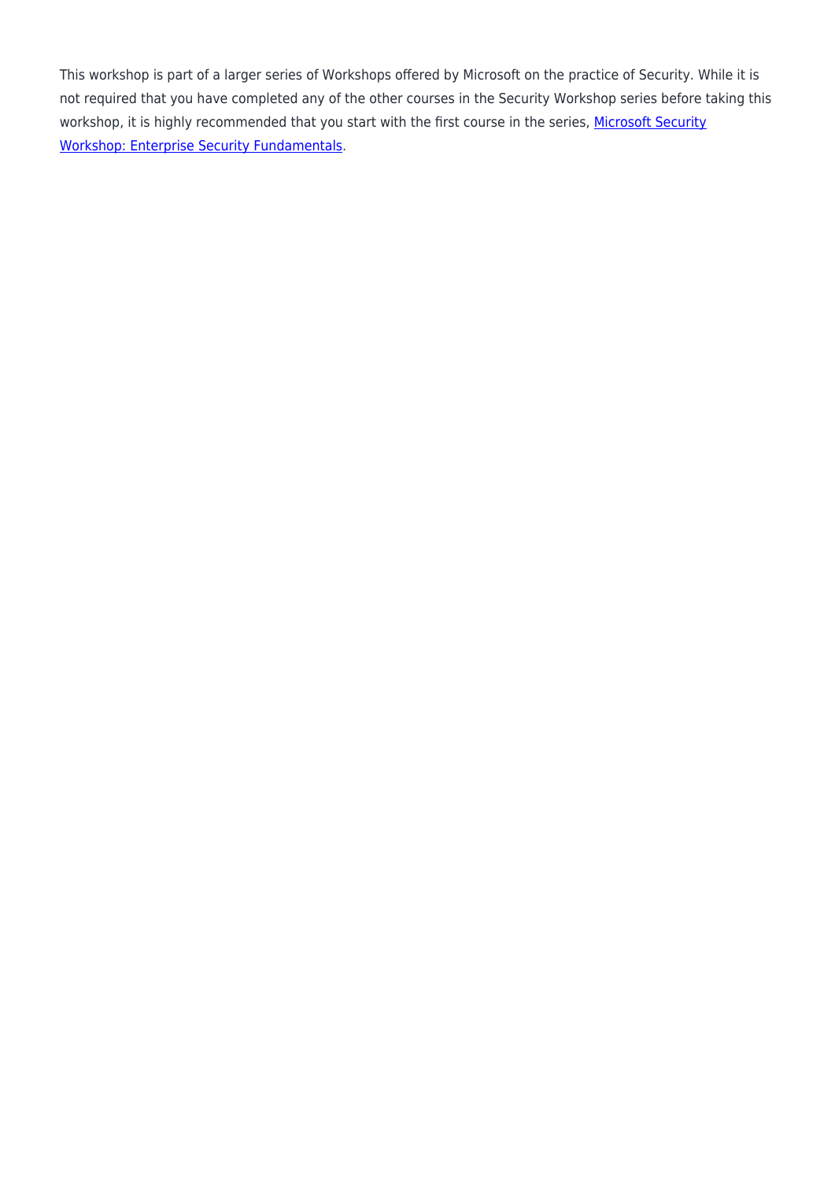This workshop is part of a larger series of Workshops offered by Microsoft on the practice of Security. While it is not required that you have completed any of the other courses in the Security Workshop series before taking this workshop, it is highly recommended that you start with the first course in the series, Microsoft Security Workshop: Enterprise Security Fundamentals.